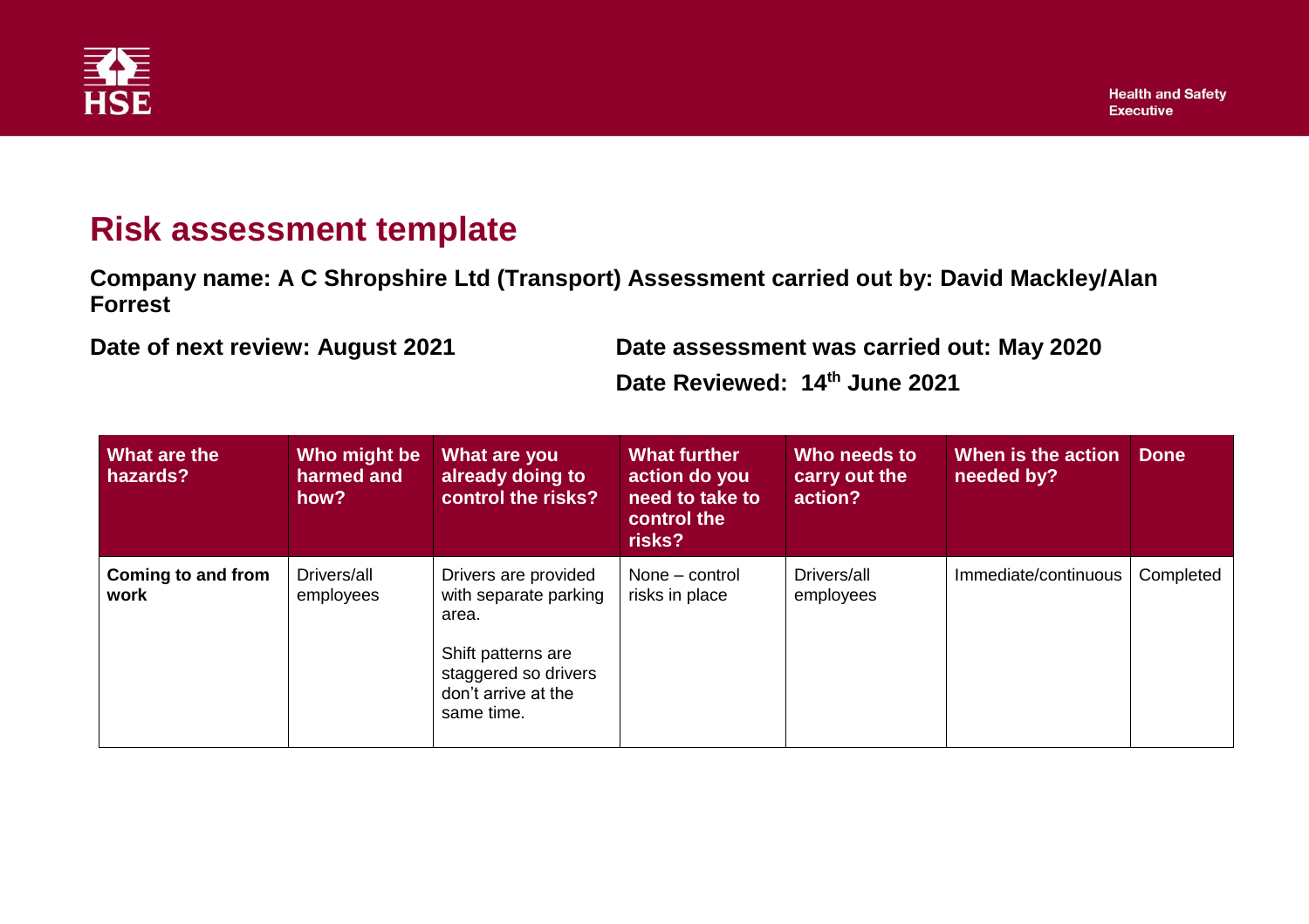# Risk assessment template

**Company name: A C Shropshire Ltd (Transport) Assessment carried out by: David Mackley/Alan Forrest**

**Date of next review: August 2021**

**Date assessment was carried out: May 2020**

**Date Reviewed: 14th June 2021**

| What are the hazards? | Who might be harmed and how? | What are you already doing to control the risks? | What further action do you need to take to control the risks? | Who needs to carry out the action? | When is the action needed by? | Done |
|---|---|---|---|---|---|---|
| **Coming to and from work** | Drivers/all employees | Drivers are provided with separate parking area.<br><br>Shift patterns are staggered so drivers don't arrive at the same time. | None – control risks in place | Drivers/all employees | Immediate/continuous | Completed |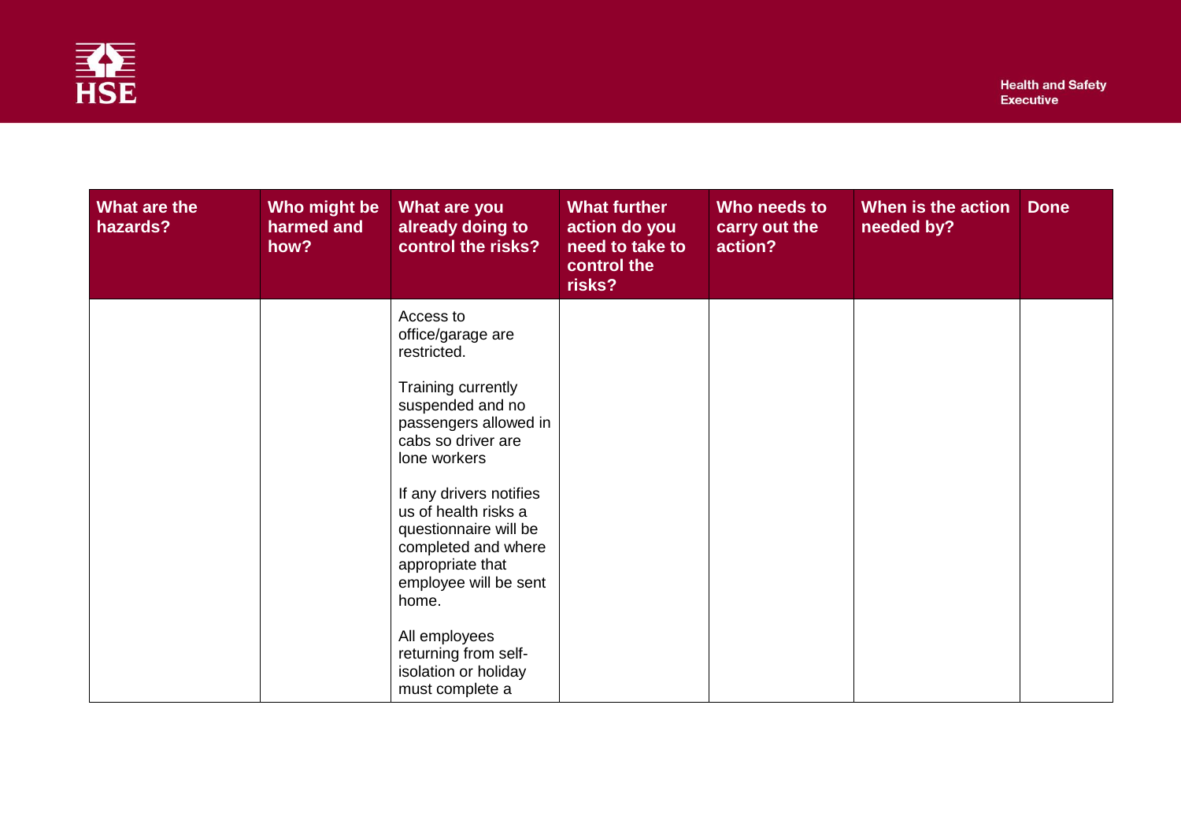| What are the hazards? | Who might be harmed and how? | What are you already doing to control the risks? | What further action do you need to take to control the risks? | Who needs to carry out the action? | When is the action needed by? | Done |
|---|---|---|---|---|---|---|
| | | Access to office/garage are restricted.<br><br>Training currently suspended and no passengers allowed in cabs so driver are lone workers<br><br>If any drivers notifies us of health risks a questionnaire will be completed and where appropriate that employee will be sent home.<br><br>All employees returning from self-isolation or holiday must complete a | | | | |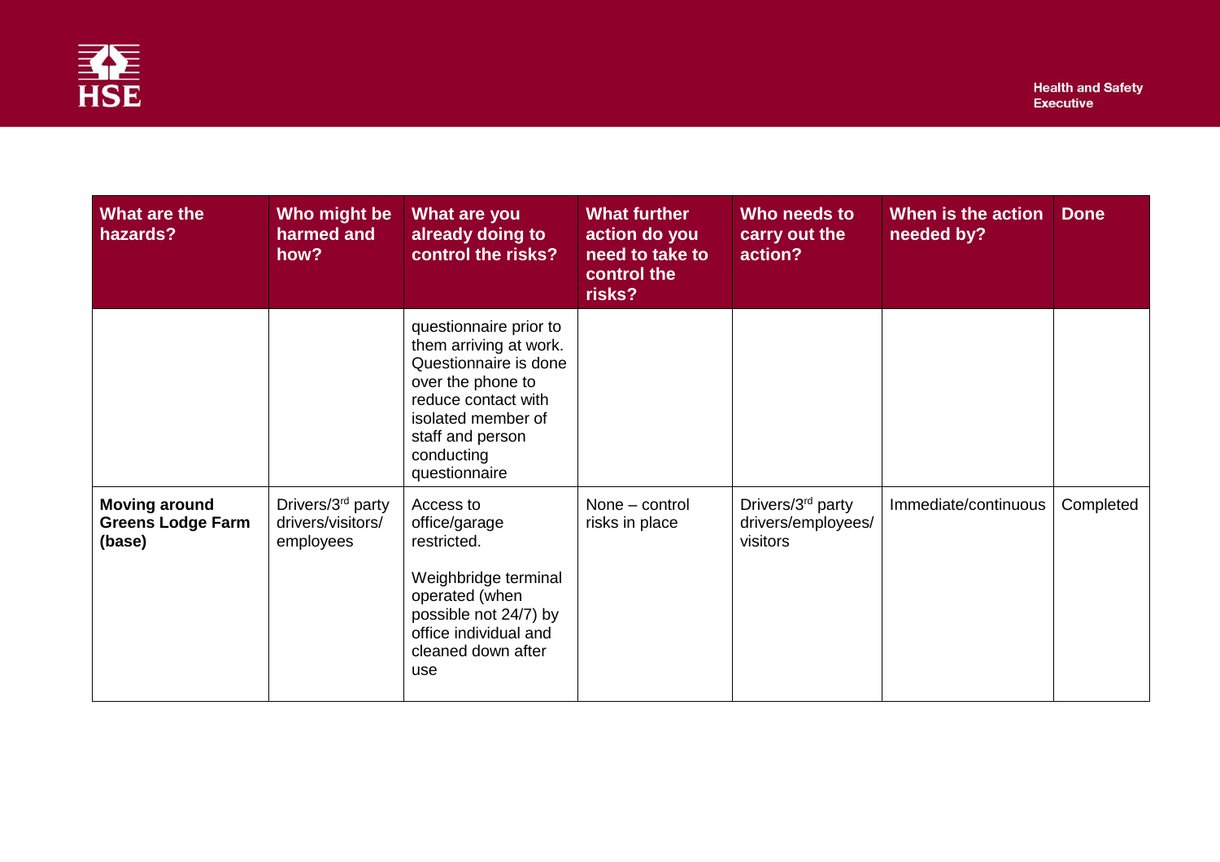| What are the hazards? | Who might be harmed and how? | What are you already doing to control the risks? | What further action do you need to take to control the risks? | Who needs to carry out the action? | When is the action needed by? | Done |
|---|---|---|---|---|---|---|
| | | questionnaire prior to them arriving at work. Questionnaire is done over the phone to reduce contact with isolated member of staff and person conducting questionnaire | | | | |
| **Moving around Greens Lodge Farm (base)** | Drivers/3rd party drivers/visitors/ employees | Access to office/garage restricted.<br><br>Weighbridge terminal operated (when possible not 24/7) by office individual and cleaned down after use | None – control risks in place | Drivers/3rd party drivers/employees/ visitors | Immediate/continuous | Completed |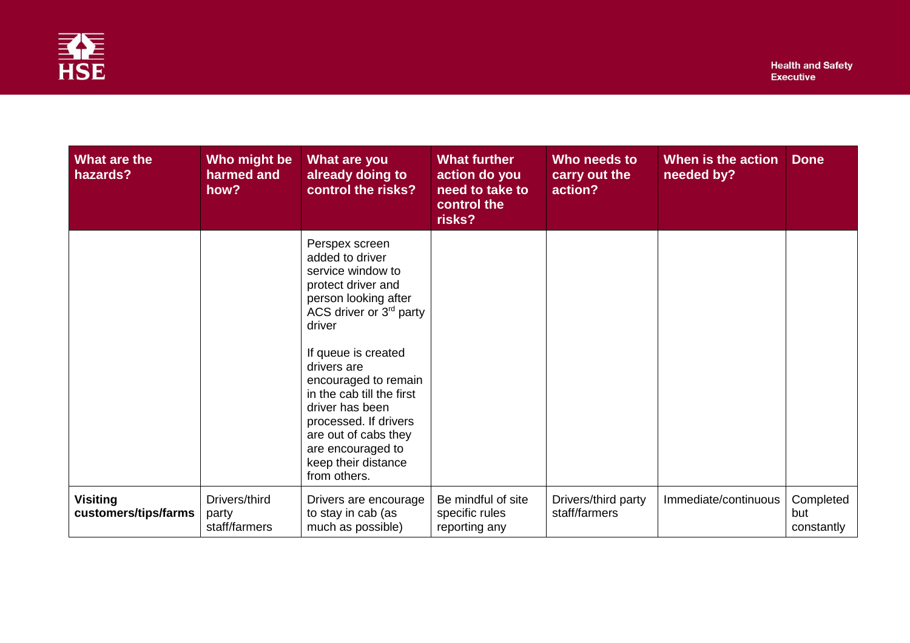| What are the hazards? | Who might be harmed and how? | What are you already doing to control the risks? | What further action do you need to take to control the risks? | Who needs to carry out the action? | When is the action needed by? | Done |
|---|---|---|---|---|---|---|
| | | Perspex screen added to driver service window to protect driver and person looking after ACS driver or 3rd party driver<br><br>If queue is created drivers are encouraged to remain in the cab till the first driver has been processed. If drivers are out of cabs they are encouraged to keep their distance from others. | | | | |
| **Visiting customers/tips/farms** | Drivers/third party staff/farmers | Drivers are encourage to stay in cab (as much as possible) | Be mindful of site specific rules reporting any | Drivers/third party staff/farmers | Immediate/continuous | Completed but constantly |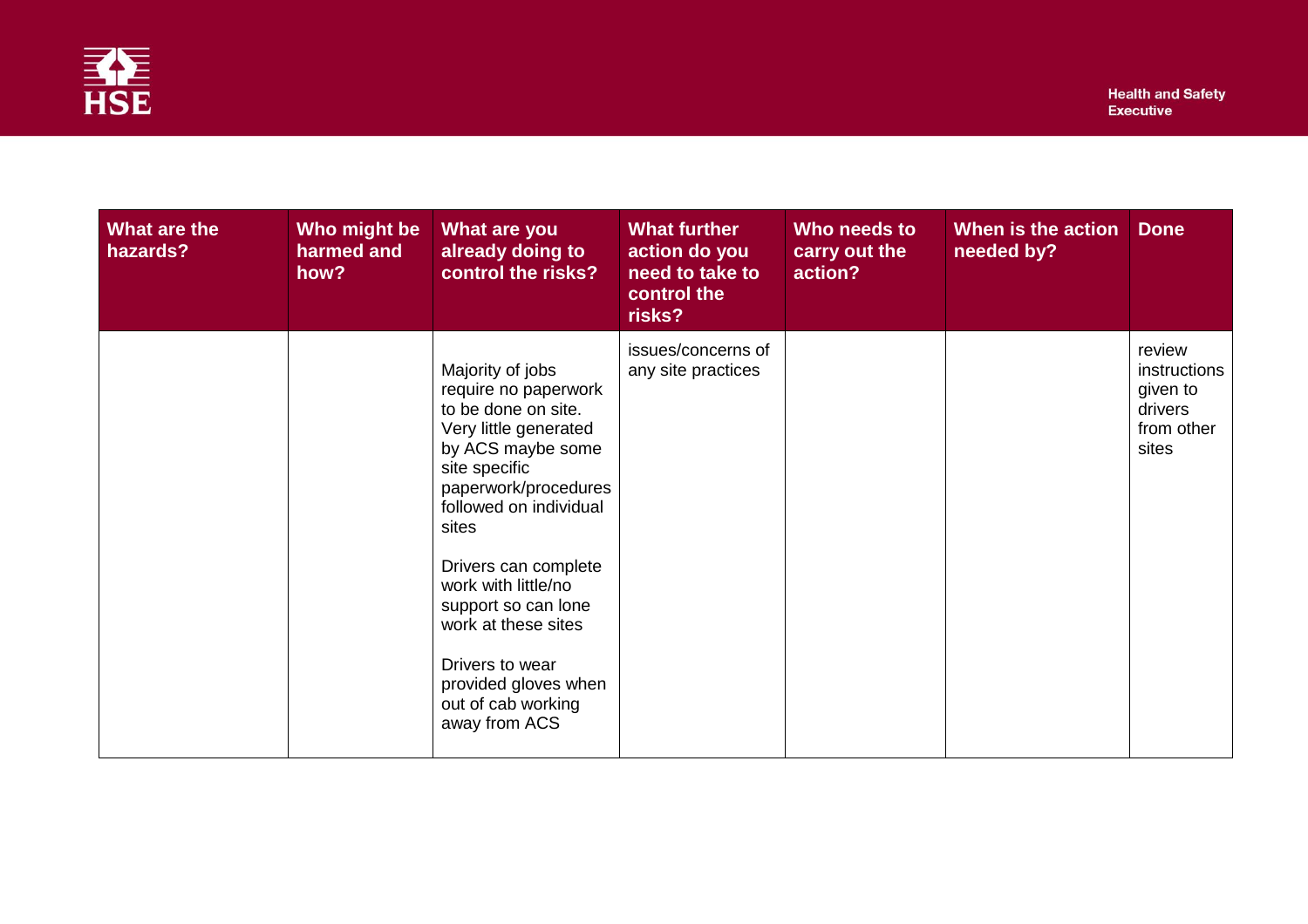| What are the hazards? | Who might be harmed and how? | What are you already doing to control the risks? | What further action do you need to take to control the risks? | Who needs to carry out the action? | When is the action needed by? | Done |
|---|---|---|---|---|---|---|
| | | Majority of jobs require no paperwork to be done on site. Very little generated by ACS maybe some site specific paperwork/procedures followed on individual sites<br><br>Drivers can complete work with little/no support so can lone work at these sites<br><br>Drivers to wear provided gloves when out of cab working away from ACS | issues/concerns of any site practices | | | review instructions given to drivers from other sites |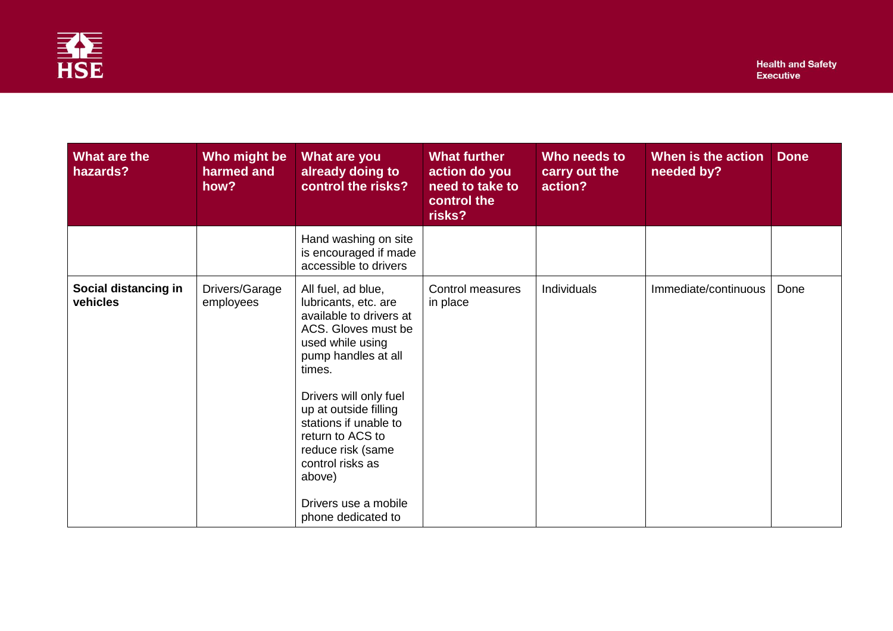| What are the hazards? | Who might be harmed and how? | What are you already doing to control the risks? | What further action do you need to take to control the risks? | Who needs to carry out the action? | When is the action needed by? | Done |
|---|---|---|---|---|---|---|
| | | Hand washing on site is encouraged if made accessible to drivers | | | | |
| **Social distancing in vehicles** | Drivers/Garage employees | All fuel, ad blue, lubricants, etc. are available to drivers at ACS. Gloves must be used while using pump handles at all times.<br><br>Drivers will only fuel up at outside filling stations if unable to return to ACS to reduce risk (same control risks as above)<br><br>Drivers use a mobile phone dedicated to | Control measures in place | Individuals | Immediate/continuous | Done |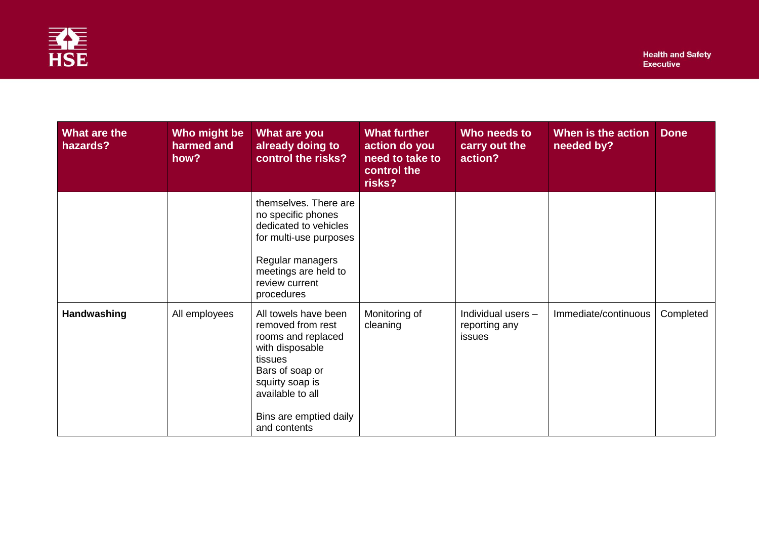| What are the hazards? | Who might be harmed and how? | What are you already doing to control the risks? | What further action do you need to take to control the risks? | Who needs to carry out the action? | When is the action needed by? | Done |
|---|---|---|---|---|---|---|
| | | themselves. There are no specific phones dedicated to vehicles for multi-use purposes<br><br>Regular managers meetings are held to review current procedures | | | | |
| **Handwashing** | All employees | All towels have been removed from rest rooms and replaced with disposable tissues<br>Bars of soap or squirty soap is available to all<br><br>Bins are emptied daily and contents | Monitoring of cleaning | Individual users – reporting any issues | Immediate/continuous | Completed |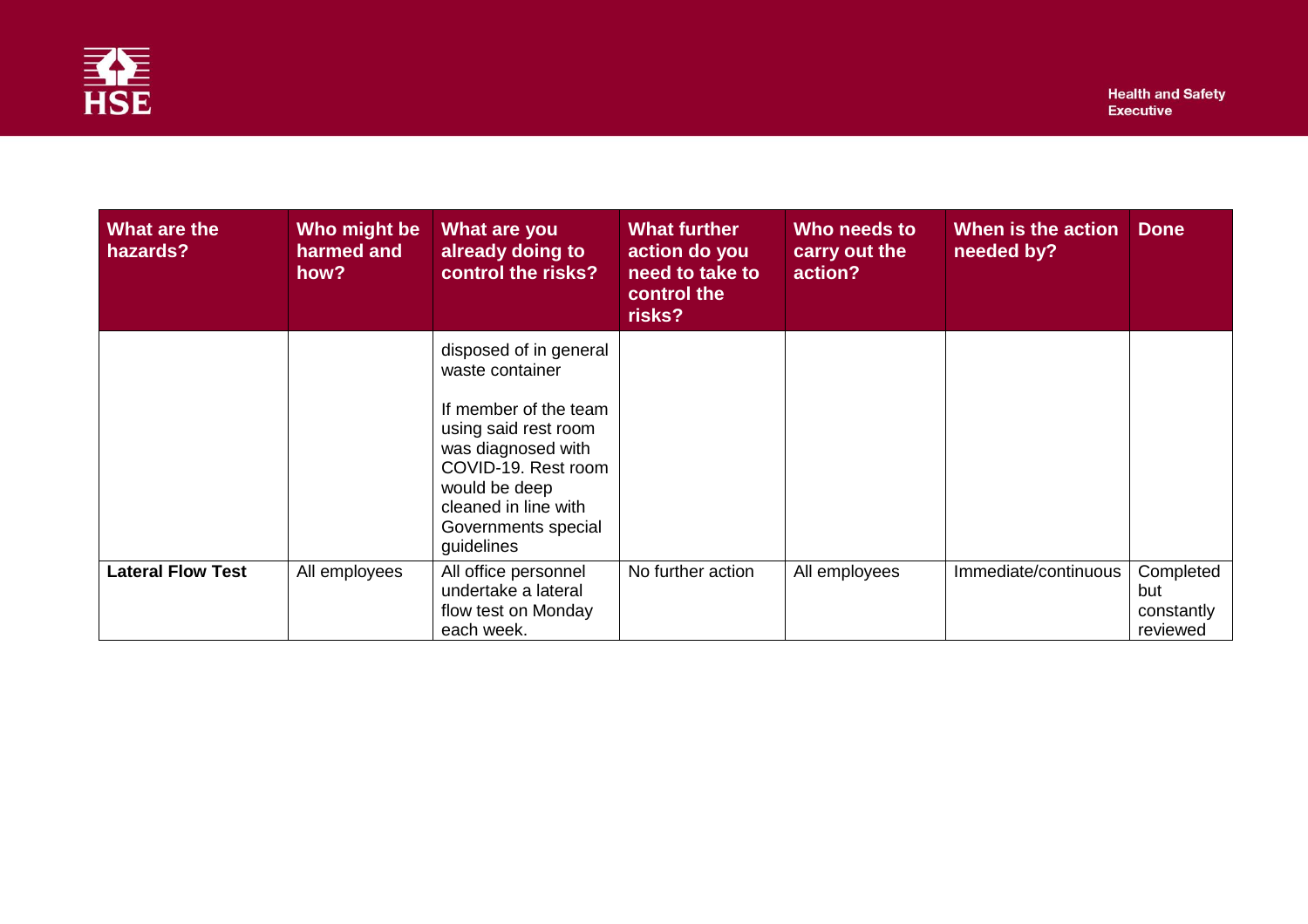| What are the hazards? | Who might be harmed and how? | What are you already doing to control the risks? | What further action do you need to take to control the risks? | Who needs to carry out the action? | When is the action needed by? | Done |
|---|---|---|---|---|---|---|
| | | disposed of in general waste container<br><br>If member of the team using said rest room was diagnosed with COVID-19. Rest room would be deep cleaned in line with Governments special guidelines | | | | |
| **Lateral Flow Test** | All employees | All office personnel undertake a lateral flow test on Monday each week. | No further action | All employees | Immediate/continuous | Completed but constantly reviewed |